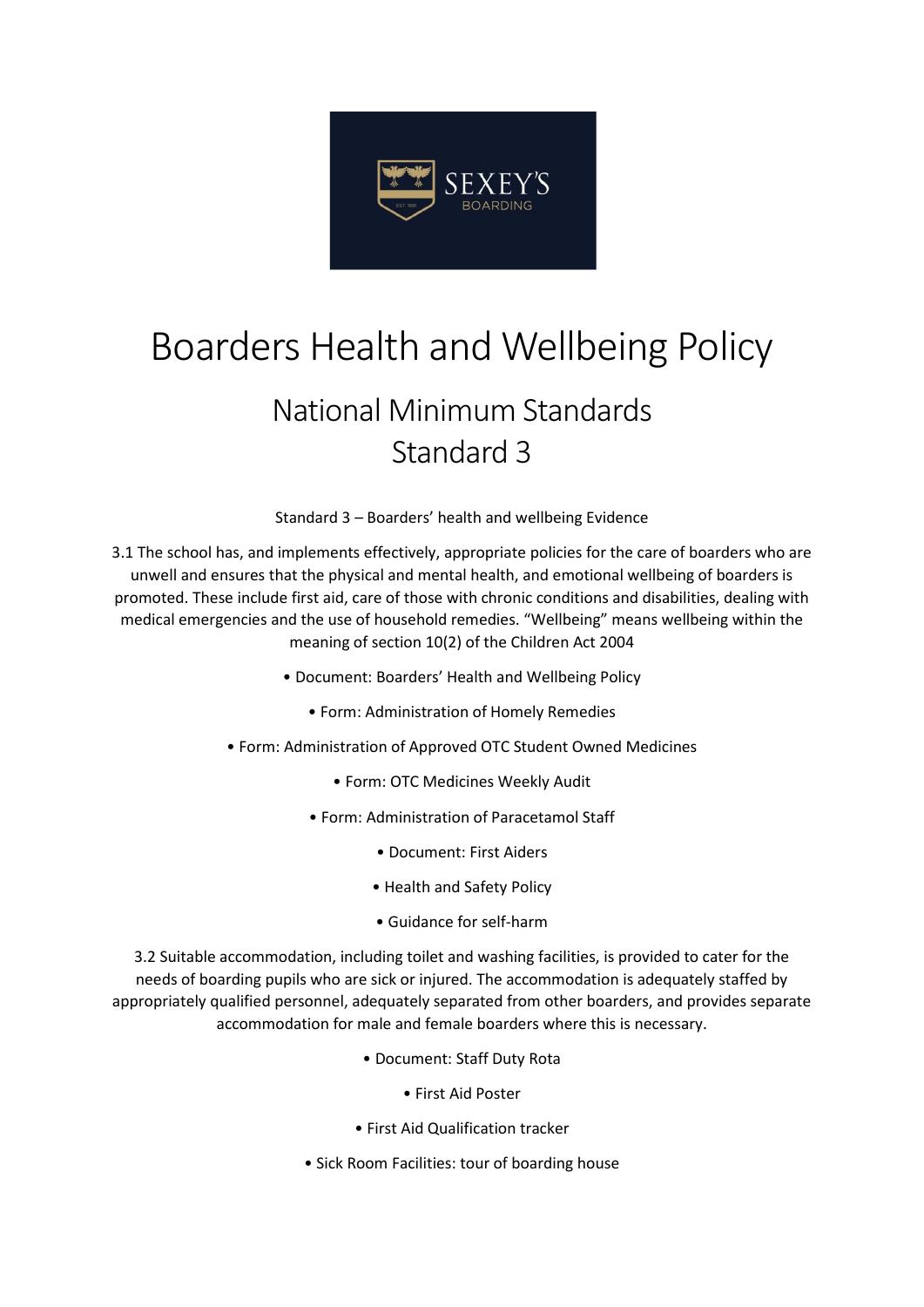# Boarders Health and Wellbeing Policy

## National Minimum Standards
## Standard 3

Standard 3 – Boarders' health and wellbeing Evidence

3.1 The school has, and implements effectively, appropriate policies for the care of boarders who are unwell and ensures that the physical and mental health, and emotional wellbeing of boarders is promoted. These include first aid, care of those with chronic conditions and disabilities, dealing with medical emergencies and the use of household remedies. "Wellbeing" means wellbeing within the meaning of section 10(2) of the Children Act 2004

- Document: Boarders' Health and Wellbeing Policy
- Form: Administration of Homely Remedies
- Form: Administration of Approved OTC Student Owned Medicines
- Form: OTC Medicines Weekly Audit
- Form: Administration of Paracetamol Staff
- Document: First Aiders
- Health and Safety Policy
- Guidance for self-harm

3.2 Suitable accommodation, including toilet and washing facilities, is provided to cater for the needs of boarding pupils who are sick or injured. The accommodation is adequately staffed by appropriately qualified personnel, adequately separated from other boarders, and provides separate accommodation for male and female boarders where this is necessary.

- Document: Staff Duty Rota
- First Aid Poster
- First Aid Qualification tracker
- Sick Room Facilities: tour of boarding house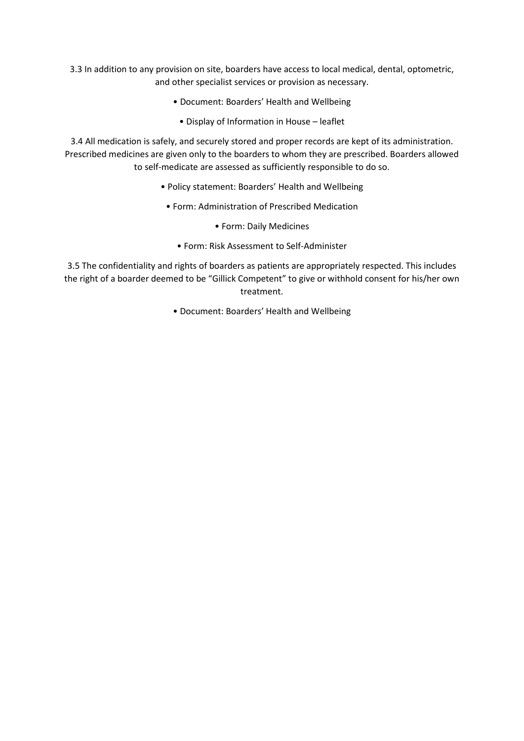3.3 In addition to any provision on site, boarders have access to local medical, dental, optometric, and other specialist services or provision as necessary.

- Document: Boarders' Health and Wellbeing
- Display of Information in House – leaflet

3.4 All medication is safely, and securely stored and proper records are kept of its administration. Prescribed medicines are given only to the boarders to whom they are prescribed. Boarders allowed to self-medicate are assessed as sufficiently responsible to do so.

- Policy statement: Boarders' Health and Wellbeing
- Form: Administration of Prescribed Medication
- Form: Daily Medicines
- Form: Risk Assessment to Self-Administer

3.5 The confidentiality and rights of boarders as patients are appropriately respected. This includes the right of a boarder deemed to be "Gillick Competent" to give or withhold consent for his/her own treatment.

- Document: Boarders' Health and Wellbeing